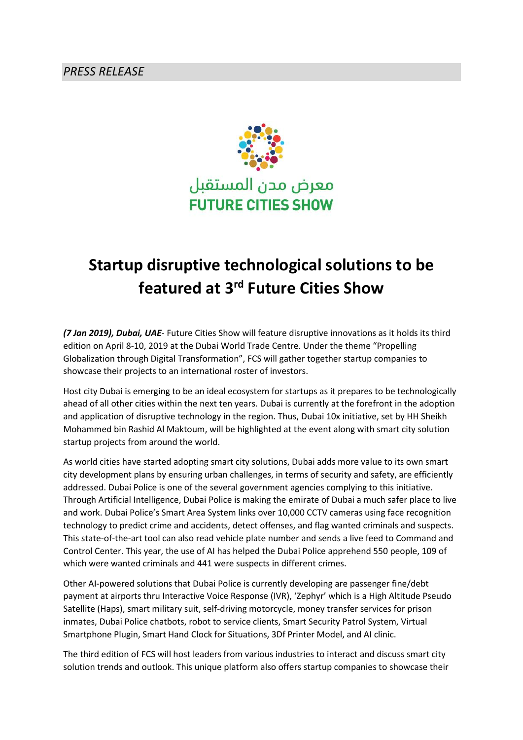*PRESS RELEASE*

معرض مدن المستقبل

FUTURE CITIES SHOW

# Startup disruptive technological solutions to be featured at 3rd Future Cities Show

***(7 Jan 2019), Dubai, UAE***- Future Cities Show will feature disruptive innovations as it holds its third edition on April 8-10, 2019 at the Dubai World Trade Centre. Under the theme "Propelling Globalization through Digital Transformation", FCS will gather together startup companies to showcase their projects to an international roster of investors.

Host city Dubai is emerging to be an ideal ecosystem for startups as it prepares to be technologically ahead of all other cities within the next ten years. Dubai is currently at the forefront in the adoption and application of disruptive technology in the region. Thus, Dubai 10x initiative, set by HH Sheikh Mohammed bin Rashid Al Maktoum, will be highlighted at the event along with smart city solution startup projects from around the world.

As world cities have started adopting smart city solutions, Dubai adds more value to its own smart city development plans by ensuring urban challenges, in terms of security and safety, are efficiently addressed. Dubai Police is one of the several government agencies complying to this initiative. Through Artificial Intelligence, Dubai Police is making the emirate of Dubai a much safer place to live and work. Dubai Police's Smart Area System links over 10,000 CCTV cameras using face recognition technology to predict crime and accidents, detect offenses, and flag wanted criminals and suspects. This state-of-the-art tool can also read vehicle plate number and sends a live feed to Command and Control Center. This year, the use of AI has helped the Dubai Police apprehend 550 people, 109 of which were wanted criminals and 441 were suspects in different crimes.

Other AI-powered solutions that Dubai Police is currently developing are passenger fine/debt payment at airports thru Interactive Voice Response (IVR), 'Zephyr' which is a High Altitude Pseudo Satellite (Haps), smart military suit, self-driving motorcycle, money transfer services for prison inmates, Dubai Police chatbots, robot to service clients, Smart Security Patrol System, Virtual Smartphone Plugin, Smart Hand Clock for Situations, 3Df Printer Model, and AI clinic.

The third edition of FCS will host leaders from various industries to interact and discuss smart city solution trends and outlook. This unique platform also offers startup companies to showcase their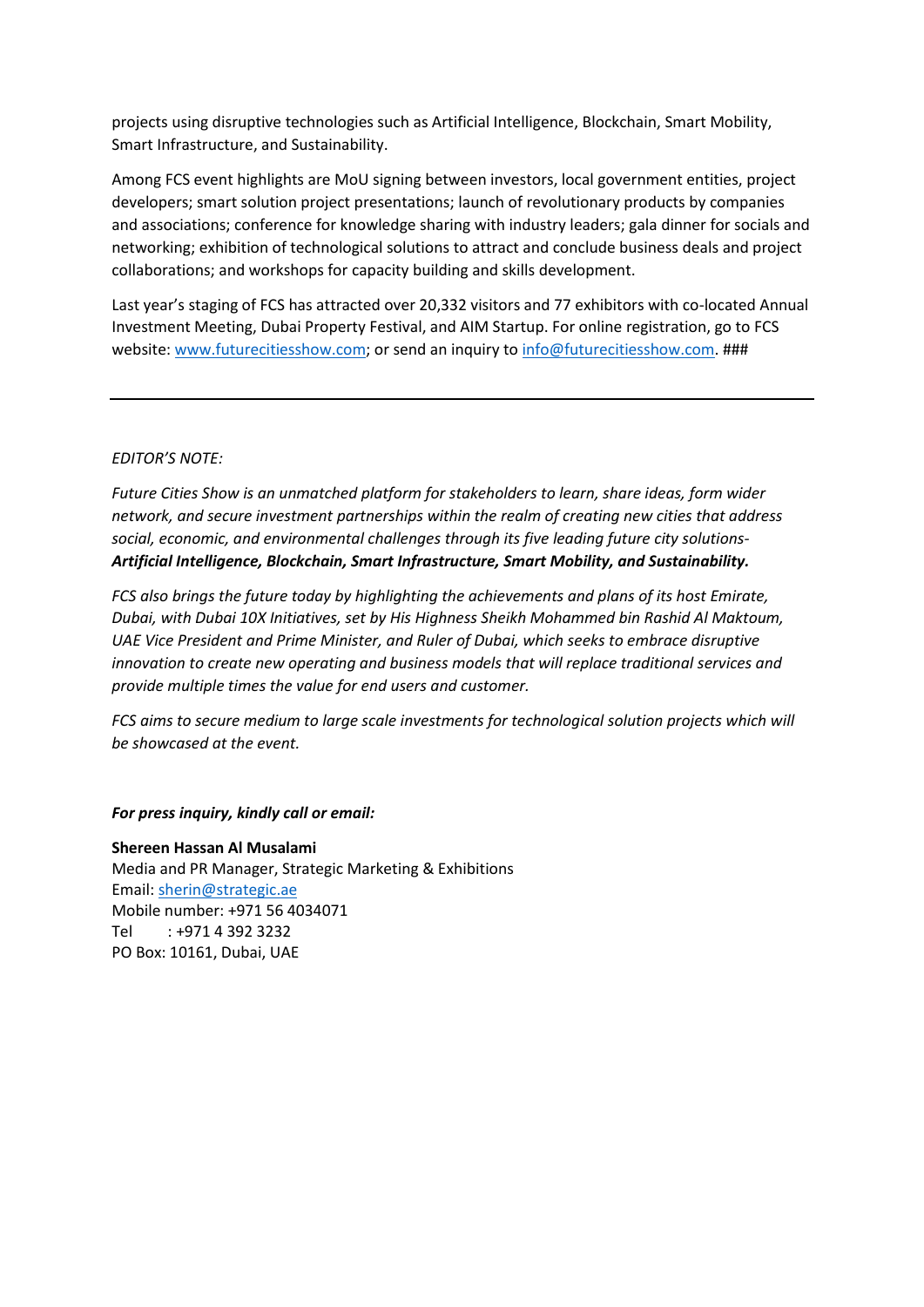projects using disruptive technologies such as Artificial Intelligence, Blockchain, Smart Mobility, Smart Infrastructure, and Sustainability.

Among FCS event highlights are MoU signing between investors, local government entities, project developers; smart solution project presentations; launch of revolutionary products by companies and associations; conference for knowledge sharing with industry leaders; gala dinner for socials and networking; exhibition of technological solutions to attract and conclude business deals and project collaborations; and workshops for capacity building and skills development.

Last year's staging of FCS has attracted over 20,332 visitors and 77 exhibitors with co-located Annual Investment Meeting, Dubai Property Festival, and AIM Startup. For online registration, go to FCS website: [www.futurecitiesshow.com](http://www.futurecitiesshow.com); or send an inquiry to [info@futurecitiesshow.com](mailto:info@futurecitiesshow.com). ###

---

*EDITOR'S NOTE:*

*Future Cities Show is an unmatched platform for stakeholders to learn, share ideas, form wider network, and secure investment partnerships within the realm of creating new cities that address social, economic, and environmental challenges through its five leading future city solutions-* ***Artificial Intelligence, Blockchain, Smart Infrastructure, Smart Mobility, and Sustainability.***

*FCS also brings the future today by highlighting the achievements and plans of its host Emirate, Dubai, with Dubai 10X Initiatives, set by His Highness Sheikh Mohammed bin Rashid Al Maktoum, UAE Vice President and Prime Minister, and Ruler of Dubai, which seeks to embrace disruptive innovation to create new operating and business models that will replace traditional services and provide multiple times the value for end users and customer.*

*FCS aims to secure medium to large scale investments for technological solution projects which will be showcased at the event.*

***For press inquiry, kindly call or email:***

**Shereen Hassan Al Musalami**
Media and PR Manager, Strategic Marketing & Exhibitions
Email: [sherin@strategic.ae](mailto:sherin@strategic.ae)
Mobile number: +971 56 4034071
Tel : +971 4 392 3232
PO Box: 10161, Dubai, UAE